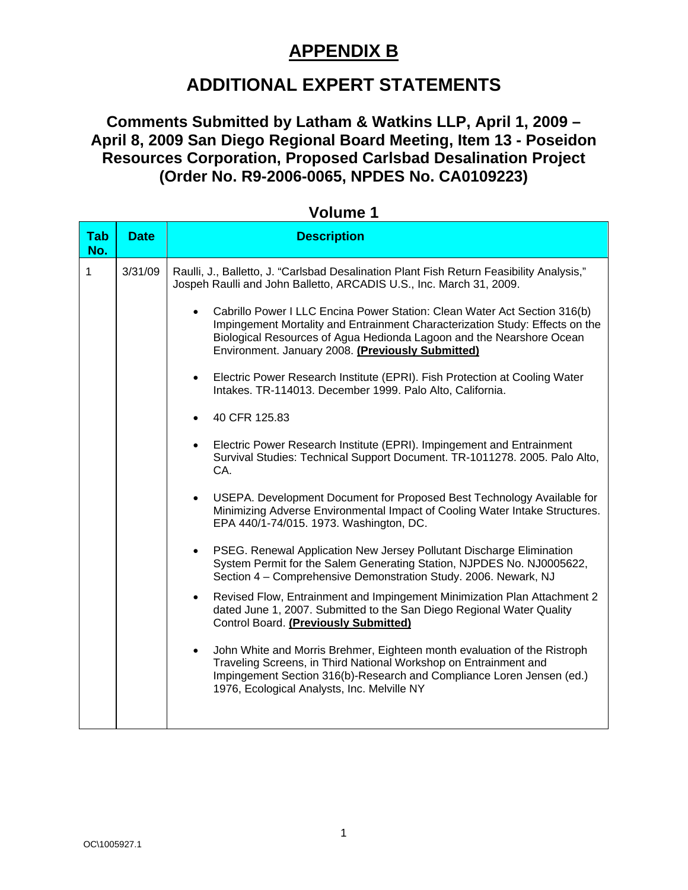# APPENDIX B

## ADDITIONAL EXPERT STATEMENTS

### Comments Submitted by Latham & Watkins LLP, April 1, 2009 – April 8, 2009 San Diego Regional Board Meeting, Item 13 - Poseidon Resources Corporation, Proposed Carlsbad Desalination Project (Order No. R9-2006-0065, NPDES No. CA0109223)

**Volume 1**

| Tab No. | Date | Description |
|---|---|---|
| 1 | 3/31/09 | Raulli, J., Balletto, J. "Carlsbad Desalination Plant Fish Return Feasibility Analysis," Jospeh Raulli and John Balletto, ARCADIS U.S., Inc. March 31, 2009.<br><br>• Cabrillo Power I LLC Encina Power Station: Clean Water Act Section 316(b) Impingement Mortality and Entrainment Characterization Study: Effects on the Biological Resources of Agua Hedionda Lagoon and the Nearshore Ocean Environment. January 2008. **(Previously Submitted)**<br><br>• Electric Power Research Institute (EPRI). Fish Protection at Cooling Water Intakes. TR-114013. December 1999. Palo Alto, California.<br><br>• 40 CFR 125.83<br><br>• Electric Power Research Institute (EPRI). Impingement and Entrainment Survival Studies: Technical Support Document. TR-1011278. 2005. Palo Alto, CA.<br><br>• USEPA. Development Document for Proposed Best Technology Available for Minimizing Adverse Environmental Impact of Cooling Water Intake Structures. EPA 440/1-74/015. 1973. Washington, DC.<br><br>• PSEG. Renewal Application New Jersey Pollutant Discharge Elimination System Permit for the Salem Generating Station, NJPDES No. NJ0005622, Section 4 – Comprehensive Demonstration Study. 2006. Newark, NJ<br><br>• Revised Flow, Entrainment and Impingement Minimization Plan Attachment 2 dated June 1, 2007. Submitted to the San Diego Regional Water Quality Control Board. **(Previously Submitted)**<br><br>• John White and Morris Brehmer, Eighteen month evaluation of the Ristroph Traveling Screens, in Third National Workshop on Entrainment and Impingement Section 316(b)-Research and Compliance Loren Jensen (ed.) 1976, Ecological Analysts, Inc. Melville NY |

OC\1005927.1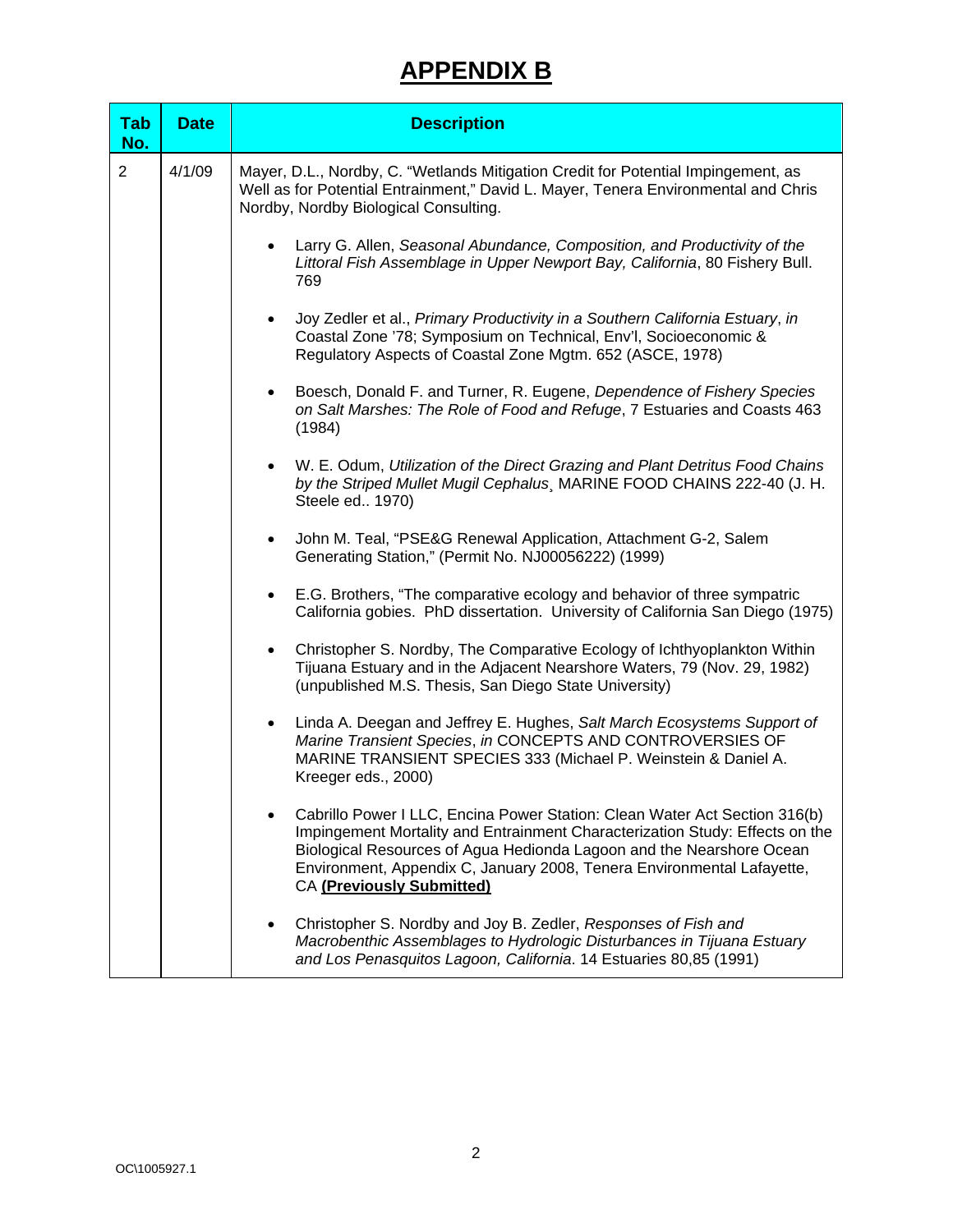# APPENDIX B

| Tab No. | Date | Description |
|---|---|---|
| 2 | 4/1/09 | Mayer, D.L., Nordby, C. "Wetlands Mitigation Credit for Potential Impingement, as Well as for Potential Entrainment," David L. Mayer, Tenera Environmental and Chris Nordby, Nordby Biological Consulting.<br><br>• Larry G. Allen, *Seasonal Abundance, Composition, and Productivity of the Littoral Fish Assemblage in Upper Newport Bay, California*, 80 Fishery Bull. 769<br><br>• Joy Zedler et al., *Primary Productivity in a Southern California Estuary*, *in* Coastal Zone '78; Symposium on Technical, Env'l, Socioeconomic & Regulatory Aspects of Coastal Zone Mgtm. 652 (ASCE, 1978)<br><br>• Boesch, Donald F. and Turner, R. Eugene, *Dependence of Fishery Species on Salt Marshes: The Role of Food and Refuge*, 7 Estuaries and Coasts 463 (1984)<br><br>• W. E. Odum, *Utilization of the Direct Grazing and Plant Detritus Food Chains by the Striped Mullet Mugil Cephalus*¸ MARINE FOOD CHAINS 222-40 (J. H. Steele ed.. 1970)<br><br>• John M. Teal, "PSE&G Renewal Application, Attachment G-2, Salem Generating Station," (Permit No. NJ00056222) (1999)<br><br>• E.G. Brothers, "The comparative ecology and behavior of three sympatric California gobies. PhD dissertation. University of California San Diego (1975)<br><br>• Christopher S. Nordby, The Comparative Ecology of Ichthyoplankton Within Tijuana Estuary and in the Adjacent Nearshore Waters, 79 (Nov. 29, 1982) (unpublished M.S. Thesis, San Diego State University)<br><br>• Linda A. Deegan and Jeffrey E. Hughes, *Salt March Ecosystems Support of Marine Transient Species*, *in* CONCEPTS AND CONTROVERSIES OF MARINE TRANSIENT SPECIES 333 (Michael P. Weinstein & Daniel A. Kreeger eds., 2000)<br><br>• Cabrillo Power I LLC, Encina Power Station: Clean Water Act Section 316(b) Impingement Mortality and Entrainment Characterization Study: Effects on the Biological Resources of Agua Hedionda Lagoon and the Nearshore Ocean Environment, Appendix C, January 2008, Tenera Environmental Lafayette, CA **(Previously Submitted)**<br><br>• Christopher S. Nordby and Joy B. Zedler, *Responses of Fish and Macrobenthic Assemblages to Hydrologic Disturbances in Tijuana Estuary and Los Penasquitos Lagoon, California*. 14 Estuaries 80,85 (1991) |

OC\1005927.1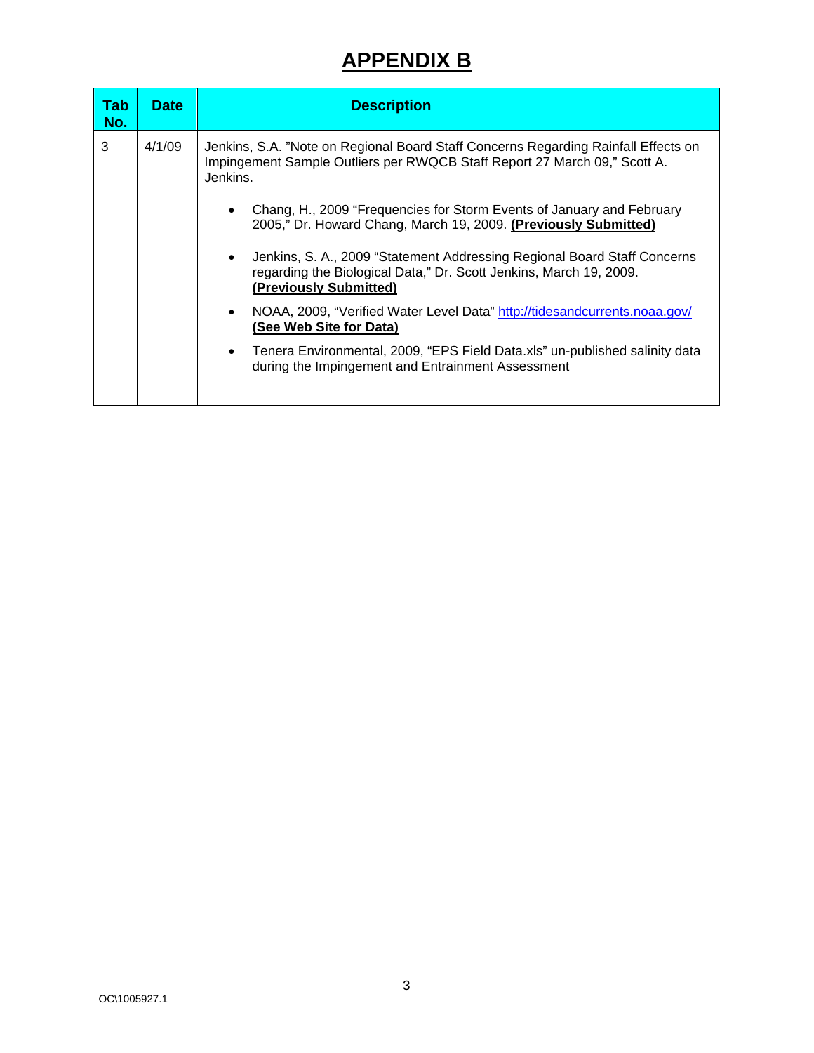# APPENDIX B

| Tab No. | Date | Description |
| --- | --- | --- |
| 3 | 4/1/09 | Jenkins, S.A. "Note on Regional Board Staff Concerns Regarding Rainfall Effects on Impingement Sample Outliers per RWQCB Staff Report 27 March 09," Scott A. Jenkins.<br>• Chang, H., 2009 "Frequencies for Storm Events of January and February 2005," Dr. Howard Chang, March 19, 2009. **(Previously Submitted)**<br>• Jenkins, S. A., 2009 "Statement Addressing Regional Board Staff Concerns regarding the Biological Data," Dr. Scott Jenkins, March 19, 2009. **(Previously Submitted)**<br>• NOAA, 2009, "Verified Water Level Data" http://tidesandcurrents.noaa.gov/ **(See Web Site for Data)**<br>• Tenera Environmental, 2009, "EPS Field Data.xls" un-published salinity data during the Impingement and Entrainment Assessment |

OC\1005927.1